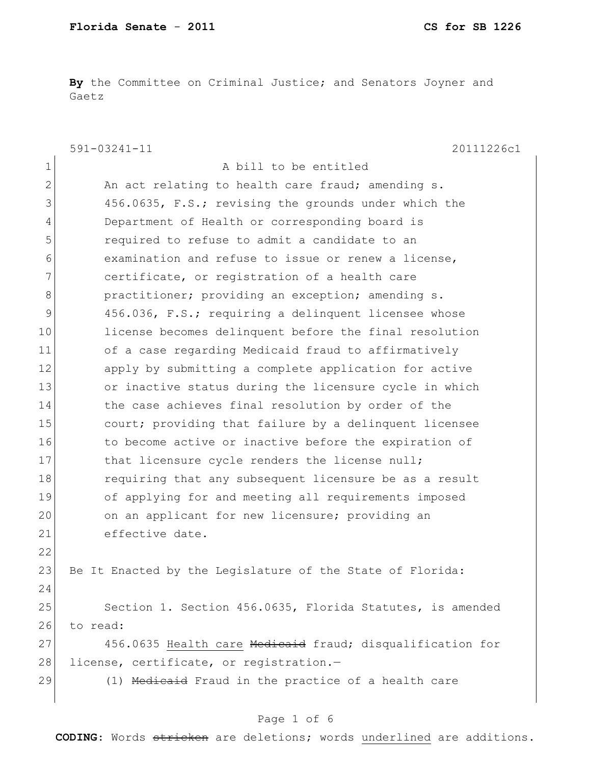**Florida Senate - 2011** **CS for SB 1226**

**By** the Committee on Criminal Justice; and Senators Joyner and Gaetz

591-03241-11 20111226c1

A bill to be entitled

An act relating to health care fraud; amending s. 456.0635, F.S.; revising the grounds under which the Department of Health or corresponding board is required to refuse to admit a candidate to an examination and refuse to issue or renew a license, certificate, or registration of a health care practitioner; providing an exception; amending s. 456.036, F.S.; requiring a delinquent licensee whose license becomes delinquent before the final resolution of a case regarding Medicaid fraud to affirmatively apply by submitting a complete application for active or inactive status during the licensure cycle in which the case achieves final resolution by order of the court; providing that failure by a delinquent licensee to become active or inactive before the expiration of that licensure cycle renders the license null; requiring that any subsequent licensure be as a result of applying for and meeting all requirements imposed on an applicant for new licensure; providing an effective date.

Be It Enacted by the Legislature of the State of Florida:

Section 1. Section 456.0635, Florida Statutes, is amended to read:

456.0635 <u>Health care</u> ~~Medicaid~~ fraud; disqualification for license, certificate, or registration.—

(1) ~~Medicaid~~ Fraud in the practice of a health care

CODING: Words ~~stricken~~ are deletions; words <u>underlined</u> are additions.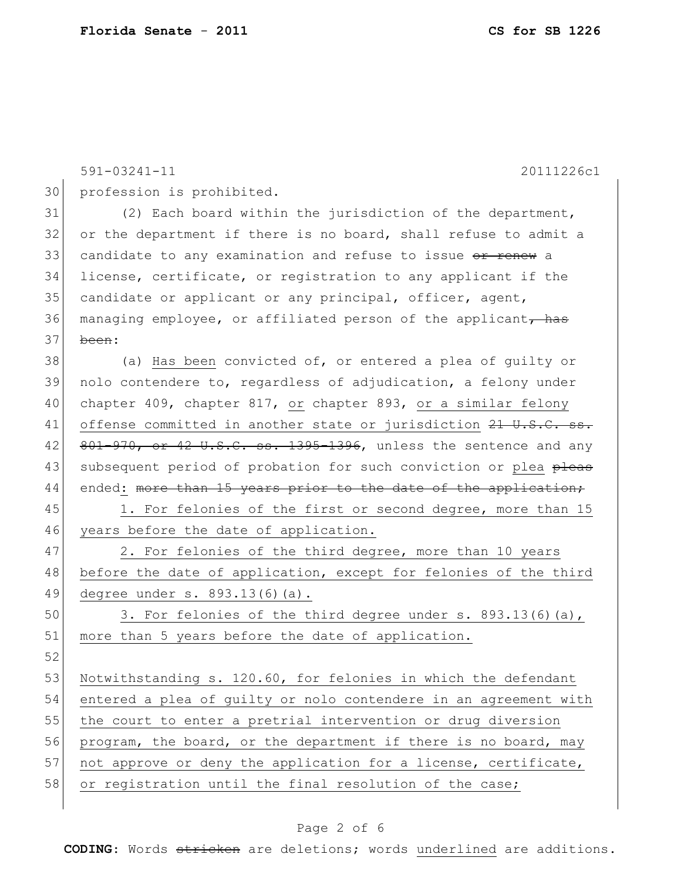591-03241-11 20111226c1

profession is prohibited.

(2) Each board within the jurisdiction of the department, or the department if there is no board, shall refuse to admit a candidate to any examination and refuse to issue ~~or renew~~ a license, certificate, or registration to any applicant if the candidate or applicant or any principal, officer, agent, managing employee, or affiliated person of the applicant~~, has been~~:

(a) Has been convicted of, or entered a plea of guilty or nolo contendere to, regardless of adjudication, a felony under chapter 409, chapter 817, or chapter 893, or a similar felony offense committed in another state or jurisdiction ~~21 U.S.C. ss. 801-970, or 42 U.S.C. ss. 1395-1396~~, unless the sentence and any subsequent period of probation for such conviction or plea ~~pleas~~ ended: ~~more than 15 years prior to the date of the application;~~

1. For felonies of the first or second degree, more than 15 years before the date of application.

2. For felonies of the third degree, more than 10 years before the date of application, except for felonies of the third degree under s. 893.13(6)(a).

3. For felonies of the third degree under s. 893.13(6)(a), more than 5 years before the date of application.

Notwithstanding s. 120.60, for felonies in which the defendant entered a plea of guilty or nolo contendere in an agreement with the court to enter a pretrial intervention or drug diversion program, the board, or the department if there is no board, may not approve or deny the application for a license, certificate, or registration until the final resolution of the case;

**CODING:** Words ~~stricken~~ are deletions; words underlined are additions.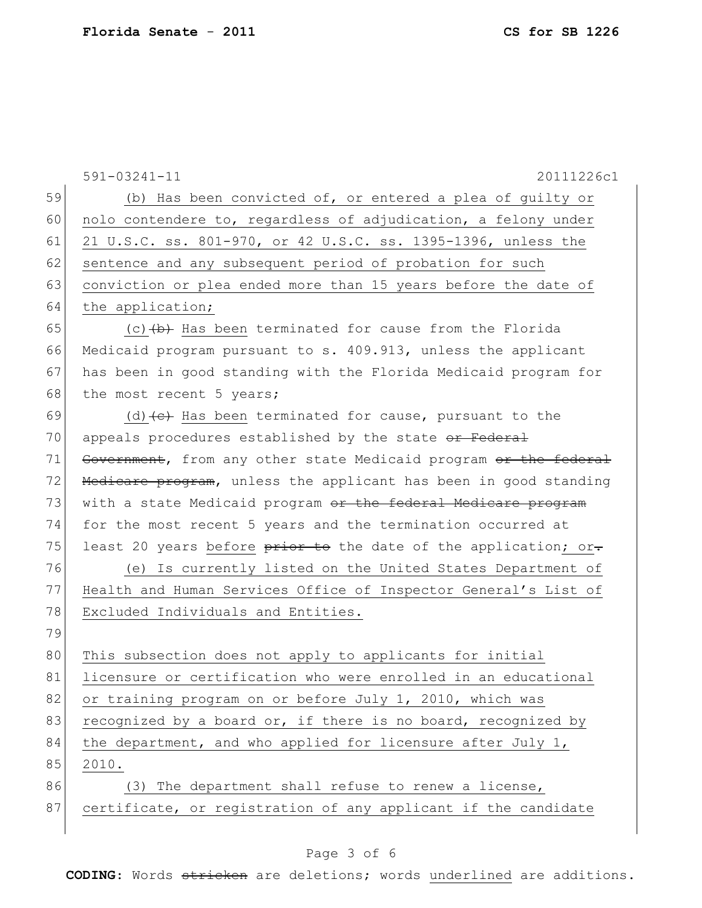(b) Has been convicted of, or entered a plea of guilty or nolo contendere to, regardless of adjudication, a felony under 21 U.S.C. ss. 801-970, or 42 U.S.C. ss. 1395-1396, unless the sentence and any subsequent period of probation for such conviction or plea ended more than 15 years before the date of the application;

(c) ~~(b)~~ Has been terminated for cause from the Florida Medicaid program pursuant to s. 409.913, unless the applicant has been in good standing with the Florida Medicaid program for the most recent 5 years;

(d) ~~(c)~~ Has been terminated for cause, pursuant to the appeals procedures established by the state ~~or Federal Government~~, from any other state Medicaid program ~~or the federal Medicare program~~, unless the applicant has been in good standing with a state Medicaid program ~~or the federal Medicare program~~ for the most recent 5 years and the termination occurred at least 20 years before ~~prior to~~ the date of the application; or~~.~~

(e) Is currently listed on the United States Department of Health and Human Services Office of Inspector General's List of Excluded Individuals and Entities.

This subsection does not apply to applicants for initial licensure or certification who were enrolled in an educational or training program on or before July 1, 2010, which was recognized by a board or, if there is no board, recognized by the department, and who applied for licensure after July 1, 2010.

(3) The department shall refuse to renew a license, certificate, or registration of any applicant if the candidate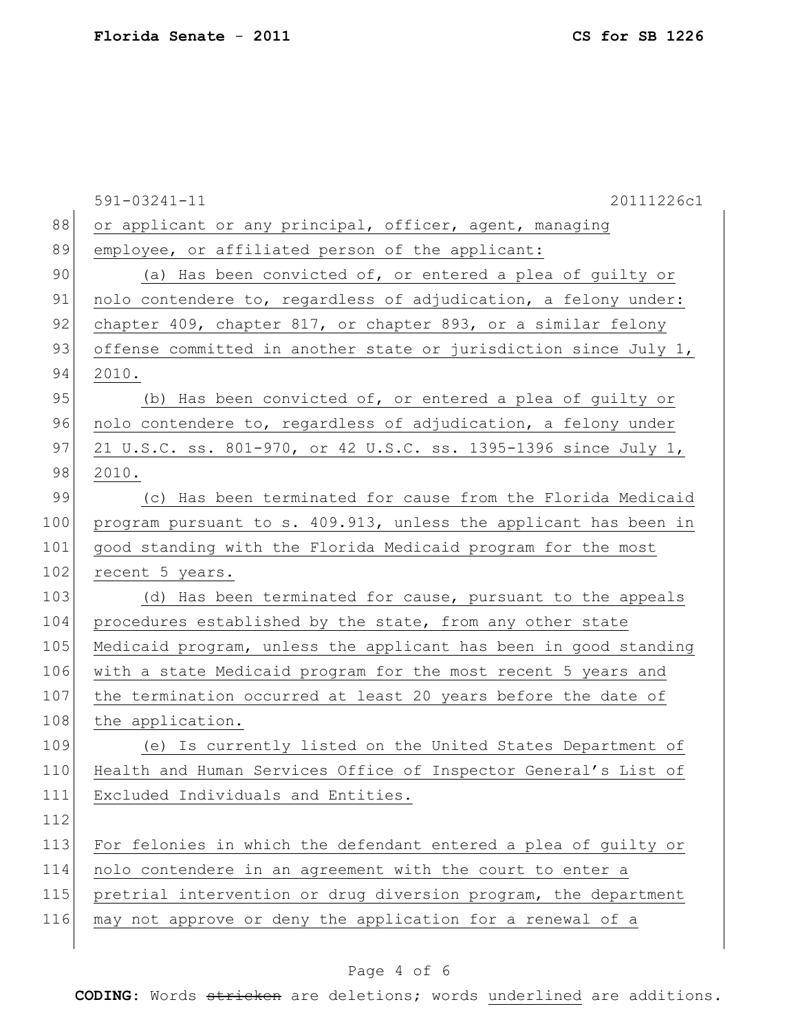or applicant or any principal, officer, agent, managing employee, or affiliated person of the applicant:

(a) Has been convicted of, or entered a plea of guilty or nolo contendere to, regardless of adjudication, a felony under: chapter 409, chapter 817, or chapter 893, or a similar felony offense committed in another state or jurisdiction since July 1, 2010.

(b) Has been convicted of, or entered a plea of guilty or nolo contendere to, regardless of adjudication, a felony under 21 U.S.C. ss. 801-970, or 42 U.S.C. ss. 1395-1396 since July 1, 2010.

(c) Has been terminated for cause from the Florida Medicaid program pursuant to s. 409.913, unless the applicant has been in good standing with the Florida Medicaid program for the most recent 5 years.

(d) Has been terminated for cause, pursuant to the appeals procedures established by the state, from any other state Medicaid program, unless the applicant has been in good standing with a state Medicaid program for the most recent 5 years and the termination occurred at least 20 years before the date of the application.

(e) Is currently listed on the United States Department of Health and Human Services Office of Inspector General's List of Excluded Individuals and Entities.

For felonies in which the defendant entered a plea of guilty or nolo contendere in an agreement with the court to enter a pretrial intervention or drug diversion program, the department may not approve or deny the application for a renewal of a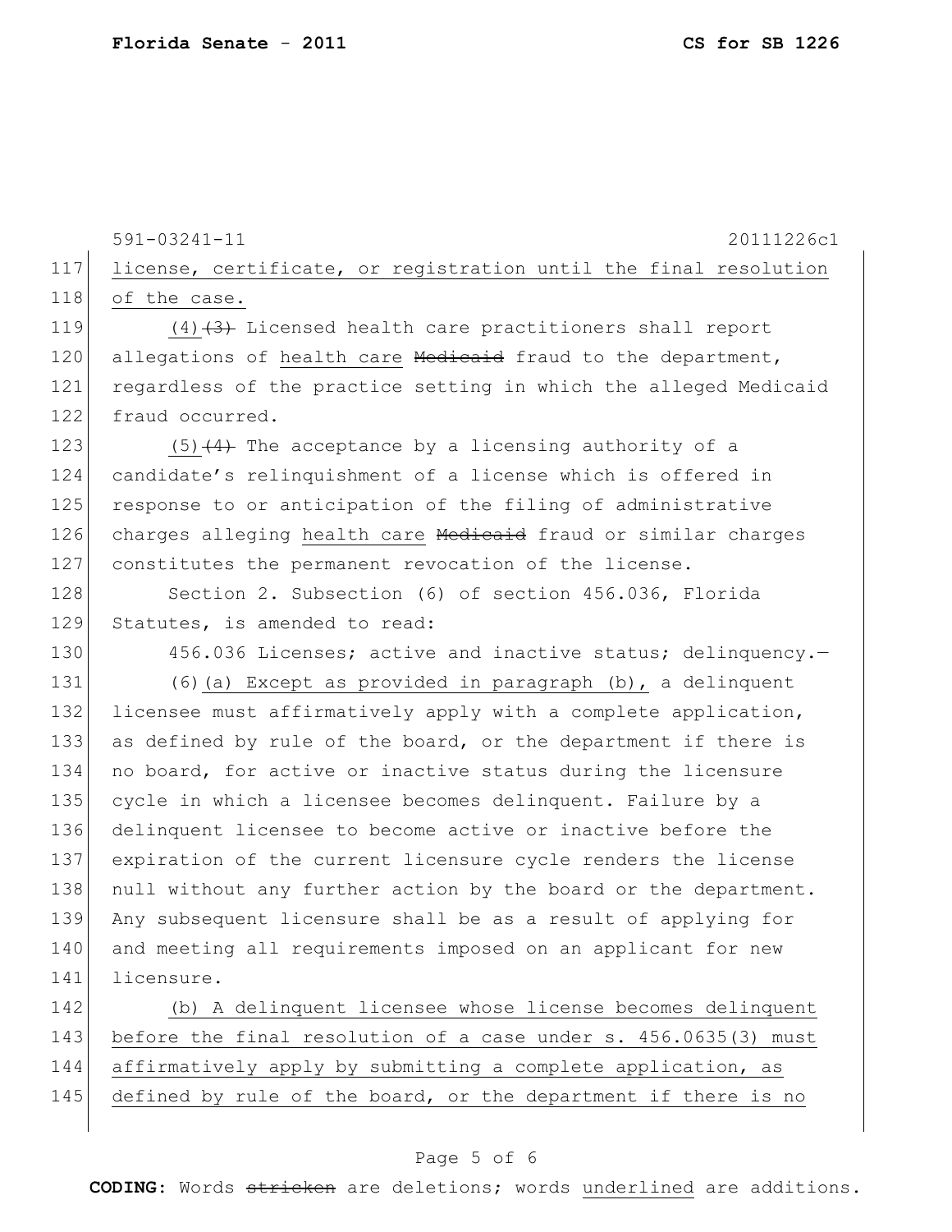license, certificate, or registration until the final resolution of the case.

(4)~~(3)~~ Licensed health care practitioners shall report allegations of health care ~~Medicaid~~ fraud to the department, regardless of the practice setting in which the alleged Medicaid fraud occurred.

(5)~~(4)~~ The acceptance by a licensing authority of a candidate's relinquishment of a license which is offered in response to or anticipation of the filing of administrative charges alleging health care ~~Medicaid~~ fraud or similar charges constitutes the permanent revocation of the license.

Section 2. Subsection (6) of section 456.036, Florida Statutes, is amended to read:

456.036 Licenses; active and inactive status; delinquency.—

(6)(a) Except as provided in paragraph (b), a delinquent licensee must affirmatively apply with a complete application, as defined by rule of the board, or the department if there is no board, for active or inactive status during the licensure cycle in which a licensee becomes delinquent. Failure by a delinquent licensee to become active or inactive before the expiration of the current licensure cycle renders the license null without any further action by the board or the department. Any subsequent licensure shall be as a result of applying for and meeting all requirements imposed on an applicant for new licensure.

(b) A delinquent licensee whose license becomes delinquent before the final resolution of a case under s. 456.0635(3) must affirmatively apply by submitting a complete application, as defined by rule of the board, or the department if there is no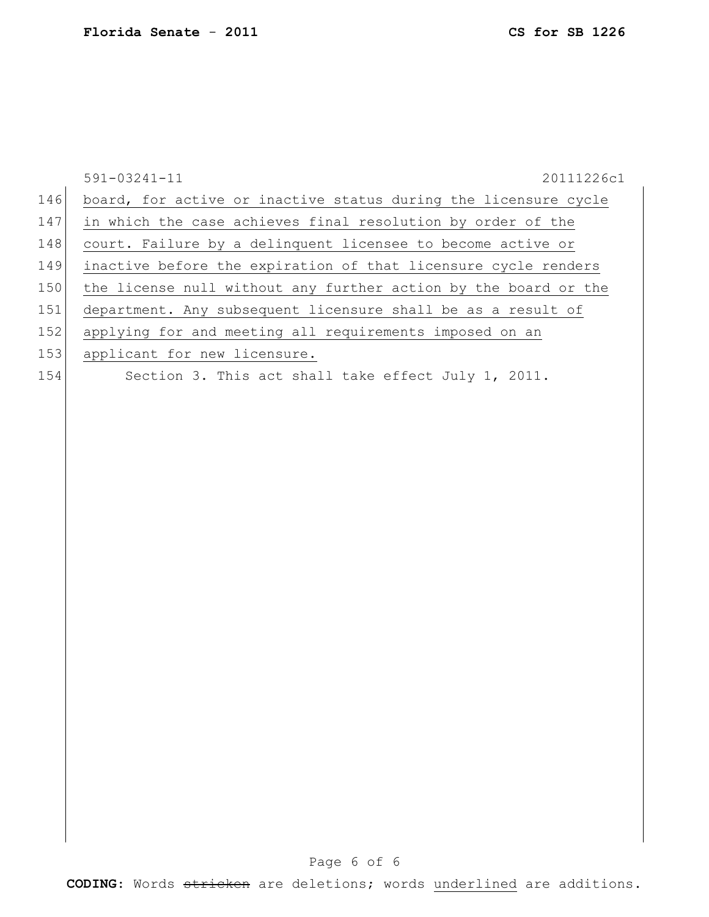591-03241-11 20111226c1

146 board, for active or inactive status during the licensure cycle
147 in which the case achieves final resolution by order of the
148 court. Failure by a delinquent licensee to become active or
149 inactive before the expiration of that licensure cycle renders
150 the license null without any further action by the board or the
151 department. Any subsequent licensure shall be as a result of
152 applying for and meeting all requirements imposed on an
153 applicant for new licensure.
154 Section 3. This act shall take effect July 1, 2011.

**CODING:** Words ~~stricken~~ are deletions; words underlined are additions.